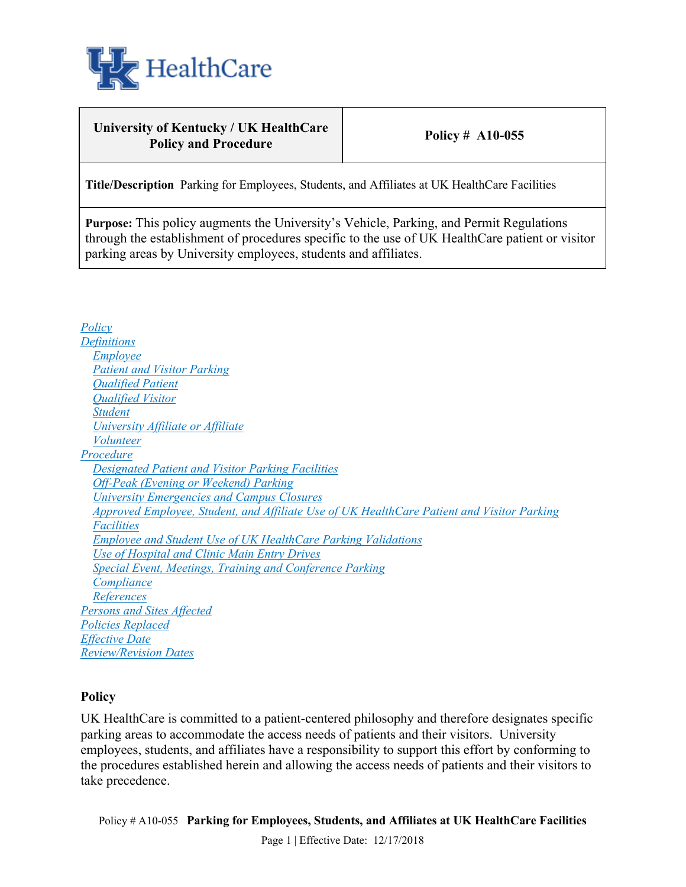| University of Kentucky / UK HealthCare Policy and Procedure | Policy # A10-055 |
|---|---|
| **Title/Description** Parking for Employees, Students, and Affiliates at UK HealthCare Facilities | |
| **Purpose:** This policy augments the University's Vehicle, Parking, and Permit Regulations through the establishment of procedures specific to the use of UK HealthCare patient or visitor parking areas by University employees, students and affiliates. | |

- *Policy*
- *Definitions*
  - *Employee*
  - *Patient and Visitor Parking*
  - *Qualified Patient*
  - *Qualified Visitor*
  - *Student*
  - *University Affiliate or Affiliate*
  - *Volunteer*
- *Procedure*
  - *Designated Patient and Visitor Parking Facilities*
  - *Off-Peak (Evening or Weekend) Parking*
  - *University Emergencies and Campus Closures*
  - *Approved Employee, Student, and Affiliate Use of UK HealthCare Patient and Visitor Parking Facilities*
  - *Employee and Student Use of UK HealthCare Parking Validations*
  - *Use of Hospital and Clinic Main Entry Drives*
  - *Special Event, Meetings, Training and Conference Parking*
  - *Compliance*
  - *References*
- *Persons and Sites Affected*
- *Policies Replaced*
- *Effective Date*
- *Review/Revision Dates*

## Policy

UK HealthCare is committed to a patient-centered philosophy and therefore designates specific parking areas to accommodate the access needs of patients and their visitors. University employees, students, and affiliates have a responsibility to support this effort by conforming to the procedures established herein and allowing the access needs of patients and their visitors to take precedence.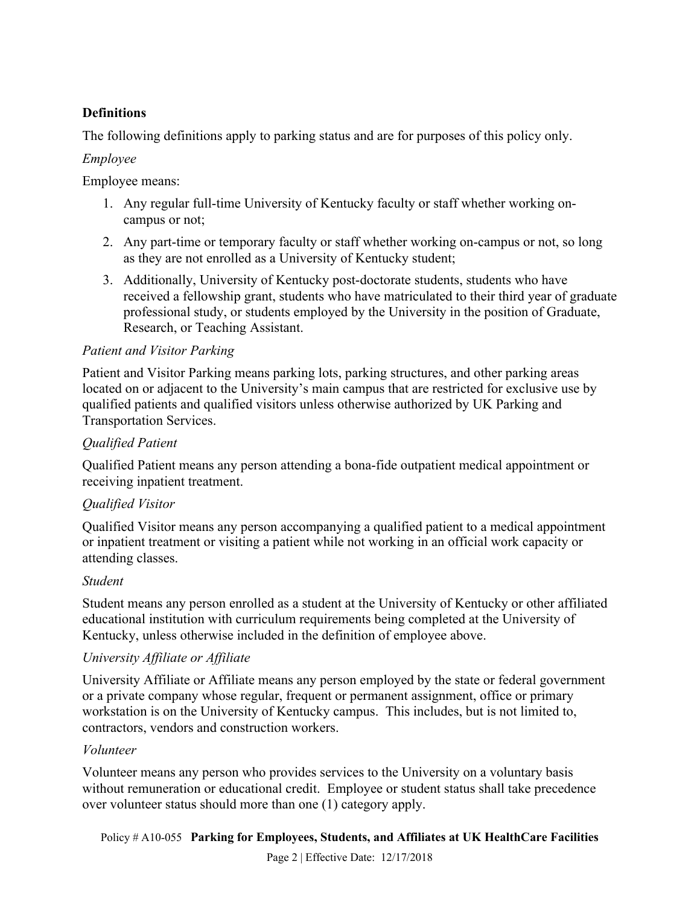**Definitions**

The following definitions apply to parking status and are for purposes of this policy only.

*Employee*

Employee means:

1. Any regular full-time University of Kentucky faculty or staff whether working on-campus or not;
2. Any part-time or temporary faculty or staff whether working on-campus or not, so long as they are not enrolled as a University of Kentucky student;
3. Additionally, University of Kentucky post-doctorate students, students who have received a fellowship grant, students who have matriculated to their third year of graduate professional study, or students employed by the University in the position of Graduate, Research, or Teaching Assistant.

*Patient and Visitor Parking*

Patient and Visitor Parking means parking lots, parking structures, and other parking areas located on or adjacent to the University's main campus that are restricted for exclusive use by qualified patients and qualified visitors unless otherwise authorized by UK Parking and Transportation Services.

*Qualified Patient*

Qualified Patient means any person attending a bona-fide outpatient medical appointment or receiving inpatient treatment.

*Qualified Visitor*

Qualified Visitor means any person accompanying a qualified patient to a medical appointment or inpatient treatment or visiting a patient while not working in an official work capacity or attending classes.

*Student*

Student means any person enrolled as a student at the University of Kentucky or other affiliated educational institution with curriculum requirements being completed at the University of Kentucky, unless otherwise included in the definition of employee above.

*University Affiliate or Affiliate*

University Affiliate or Affiliate means any person employed by the state or federal government or a private company whose regular, frequent or permanent assignment, office or primary workstation is on the University of Kentucky campus. This includes, but is not limited to, contractors, vendors and construction workers.

*Volunteer*

Volunteer means any person who provides services to the University on a voluntary basis without remuneration or educational credit. Employee or student status shall take precedence over volunteer status should more than one (1) category apply.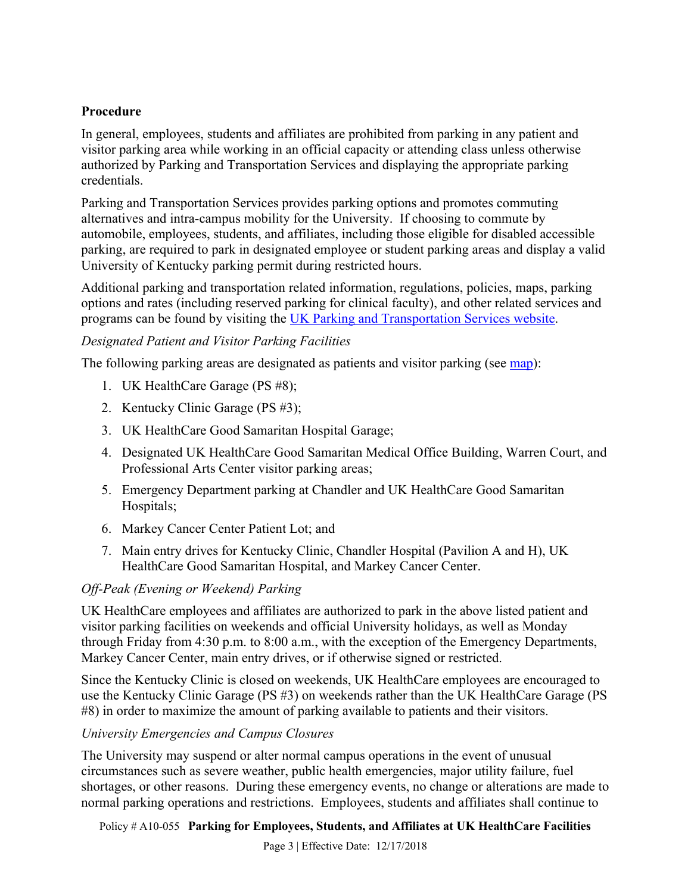### Procedure

In general, employees, students and affiliates are prohibited from parking in any patient and visitor parking area while working in an official capacity or attending class unless otherwise authorized by Parking and Transportation Services and displaying the appropriate parking credentials.

Parking and Transportation Services provides parking options and promotes commuting alternatives and intra-campus mobility for the University. If choosing to commute by automobile, employees, students, and affiliates, including those eligible for disabled accessible parking, are required to park in designated employee or student parking areas and display a valid University of Kentucky parking permit during restricted hours.

Additional parking and transportation related information, regulations, policies, maps, parking options and rates (including reserved parking for clinical faculty), and other related services and programs can be found by visiting the UK Parking and Transportation Services website.

*Designated Patient and Visitor Parking Facilities*

The following parking areas are designated as patients and visitor parking (see map):

1. UK HealthCare Garage (PS #8);
2. Kentucky Clinic Garage (PS #3);
3. UK HealthCare Good Samaritan Hospital Garage;
4. Designated UK HealthCare Good Samaritan Medical Office Building, Warren Court, and Professional Arts Center visitor parking areas;
5. Emergency Department parking at Chandler and UK HealthCare Good Samaritan Hospitals;
6. Markey Cancer Center Patient Lot; and
7. Main entry drives for Kentucky Clinic, Chandler Hospital (Pavilion A and H), UK HealthCare Good Samaritan Hospital, and Markey Cancer Center.

*Off-Peak (Evening or Weekend) Parking*

UK HealthCare employees and affiliates are authorized to park in the above listed patient and visitor parking facilities on weekends and official University holidays, as well as Monday through Friday from 4:30 p.m. to 8:00 a.m., with the exception of the Emergency Departments, Markey Cancer Center, main entry drives, or if otherwise signed or restricted.

Since the Kentucky Clinic is closed on weekends, UK HealthCare employees are encouraged to use the Kentucky Clinic Garage (PS #3) on weekends rather than the UK HealthCare Garage (PS #8) in order to maximize the amount of parking available to patients and their visitors.

*University Emergencies and Campus Closures*

The University may suspend or alter normal campus operations in the event of unusual circumstances such as severe weather, public health emergencies, major utility failure, fuel shortages, or other reasons. During these emergency events, no change or alterations are made to normal parking operations and restrictions. Employees, students and affiliates shall continue to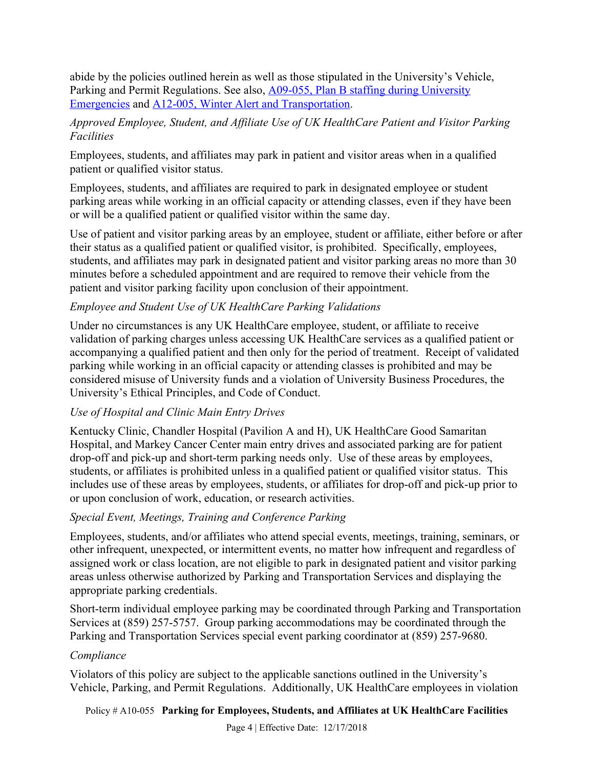abide by the policies outlined herein as well as those stipulated in the University's Vehicle, Parking and Permit Regulations. See also, [A09-055, Plan B staffing during University Emergencies]() and [A12-005, Winter Alert and Transportation]().

*Approved Employee, Student, and Affiliate Use of UK HealthCare Patient and Visitor Parking Facilities*

Employees, students, and affiliates may park in patient and visitor areas when in a qualified patient or qualified visitor status.

Employees, students, and affiliates are required to park in designated employee or student parking areas while working in an official capacity or attending classes, even if they have been or will be a qualified patient or qualified visitor within the same day.

Use of patient and visitor parking areas by an employee, student or affiliate, either before or after their status as a qualified patient or qualified visitor, is prohibited. Specifically, employees, students, and affiliates may park in designated patient and visitor parking areas no more than 30 minutes before a scheduled appointment and are required to remove their vehicle from the patient and visitor parking facility upon conclusion of their appointment.

*Employee and Student Use of UK HealthCare Parking Validations*

Under no circumstances is any UK HealthCare employee, student, or affiliate to receive validation of parking charges unless accessing UK HealthCare services as a qualified patient or accompanying a qualified patient and then only for the period of treatment. Receipt of validated parking while working in an official capacity or attending classes is prohibited and may be considered misuse of University funds and a violation of University Business Procedures, the University's Ethical Principles, and Code of Conduct.

*Use of Hospital and Clinic Main Entry Drives*

Kentucky Clinic, Chandler Hospital (Pavilion A and H), UK HealthCare Good Samaritan Hospital, and Markey Cancer Center main entry drives and associated parking are for patient drop-off and pick-up and short-term parking needs only. Use of these areas by employees, students, or affiliates is prohibited unless in a qualified patient or qualified visitor status. This includes use of these areas by employees, students, or affiliates for drop-off and pick-up prior to or upon conclusion of work, education, or research activities.

*Special Event, Meetings, Training and Conference Parking*

Employees, students, and/or affiliates who attend special events, meetings, training, seminars, or other infrequent, unexpected, or intermittent events, no matter how infrequent and regardless of assigned work or class location, are not eligible to park in designated patient and visitor parking areas unless otherwise authorized by Parking and Transportation Services and displaying the appropriate parking credentials.

Short-term individual employee parking may be coordinated through Parking and Transportation Services at (859) 257-5757. Group parking accommodations may be coordinated through the Parking and Transportation Services special event parking coordinator at (859) 257-9680.

*Compliance*

Violators of this policy are subject to the applicable sanctions outlined in the University's Vehicle, Parking, and Permit Regulations. Additionally, UK HealthCare employees in violation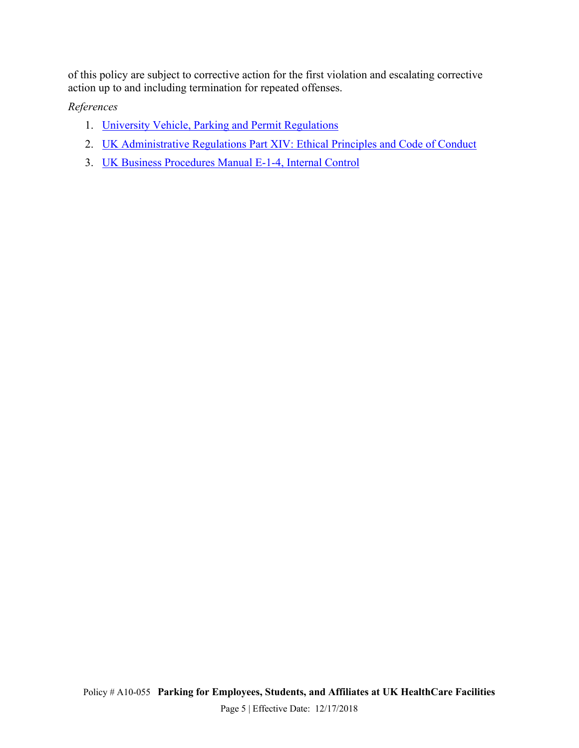of this policy are subject to corrective action for the first violation and escalating corrective action up to and including termination for repeated offenses.

*References*

1. University Vehicle, Parking and Permit Regulations
2. UK Administrative Regulations Part XIV: Ethical Principles and Code of Conduct
3. UK Business Procedures Manual E-1-4, Internal Control